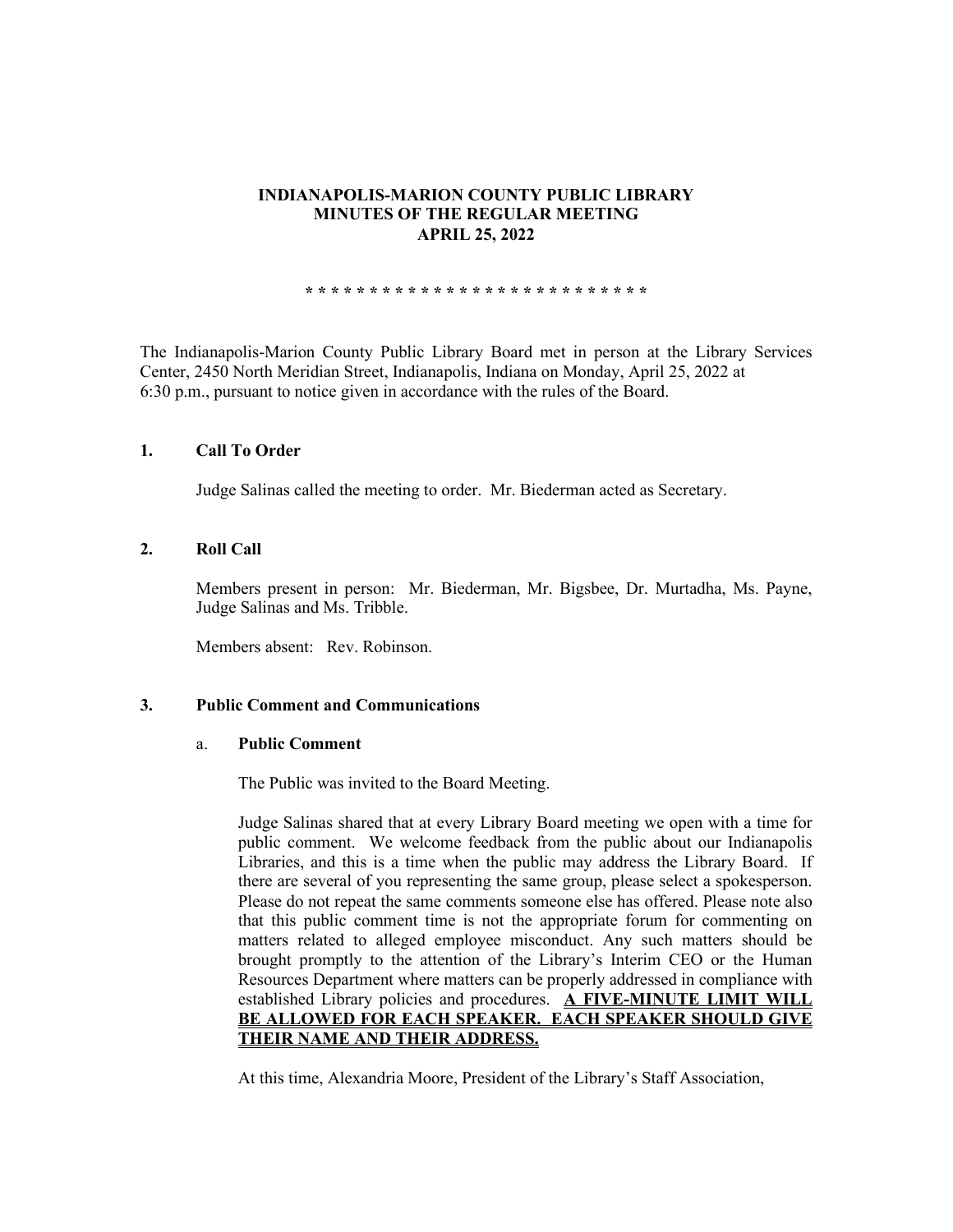# INDIANAPOLIS-MARION COUNTY PUBLIC LIBRARY
## MINUTES OF THE REGULAR MEETING
## APRIL 25, 2022

* * * * * * * * * * * * * * * * * * * * * * * * * * *

The Indianapolis-Marion County Public Library Board met in person at the Library Services Center, 2450 North Meridian Street, Indianapolis, Indiana on Monday, April 25, 2022 at 6:30 p.m., pursuant to notice given in accordance with the rules of the Board.

### 1. Call To Order

Judge Salinas called the meeting to order. Mr. Biederman acted as Secretary.

### 2. Roll Call

Members present in person: Mr. Biederman, Mr. Bigsbee, Dr. Murtadha, Ms. Payne, Judge Salinas and Ms. Tribble.

Members absent: Rev. Robinson.

### 3. Public Comment and Communications

#### a. Public Comment

The Public was invited to the Board Meeting.

Judge Salinas shared that at every Library Board meeting we open with a time for public comment. We welcome feedback from the public about our Indianapolis Libraries, and this is a time when the public may address the Library Board. If there are several of you representing the same group, please select a spokesperson. Please do not repeat the same comments someone else has offered. Please note also that this public comment time is not the appropriate forum for commenting on matters related to alleged employee misconduct. Any such matters should be brought promptly to the attention of the Library's Interim CEO or the Human Resources Department where matters can be properly addressed in compliance with established Library policies and procedures. **A FIVE-MINUTE LIMIT WILL BE ALLOWED FOR EACH SPEAKER. EACH SPEAKER SHOULD GIVE THEIR NAME AND THEIR ADDRESS.**

At this time, Alexandria Moore, President of the Library's Staff Association,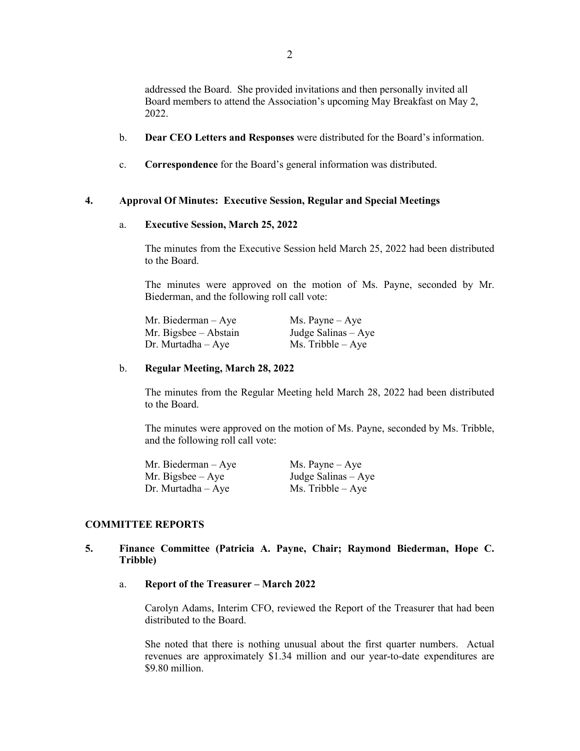addressed the Board. She provided invitations and then personally invited all Board members to attend the Association's upcoming May Breakfast on May 2, 2022.

b. **Dear CEO Letters and Responses** were distributed for the Board's information.

c. **Correspondence** for the Board's general information was distributed.

**4. Approval Of Minutes: Executive Session, Regular and Special Meetings**

a. **Executive Session, March 25, 2022**

The minutes from the Executive Session held March 25, 2022 had been distributed to the Board.

The minutes were approved on the motion of Ms. Payne, seconded by Mr. Biederman, and the following roll call vote:

| | |
|---|---|
| Mr. Biederman – Aye | Ms. Payne – Aye |
| Mr. Bigsbee – Abstain | Judge Salinas – Aye |
| Dr. Murtadha – Aye | Ms. Tribble – Aye |

b. **Regular Meeting, March 28, 2022**

The minutes from the Regular Meeting held March 28, 2022 had been distributed to the Board.

The minutes were approved on the motion of Ms. Payne, seconded by Ms. Tribble, and the following roll call vote:

| | |
|---|---|
| Mr. Biederman – Aye | Ms. Payne – Aye |
| Mr. Bigsbee – Aye | Judge Salinas – Aye |
| Dr. Murtadha – Aye | Ms. Tribble – Aye |

## COMMITTEE REPORTS

**5. Finance Committee (Patricia A. Payne, Chair; Raymond Biederman, Hope C. Tribble)**

a. **Report of the Treasurer – March 2022**

Carolyn Adams, Interim CFO, reviewed the Report of the Treasurer that had been distributed to the Board.

She noted that there is nothing unusual about the first quarter numbers. Actual revenues are approximately $1.34 million and our year-to-date expenditures are $9.80 million.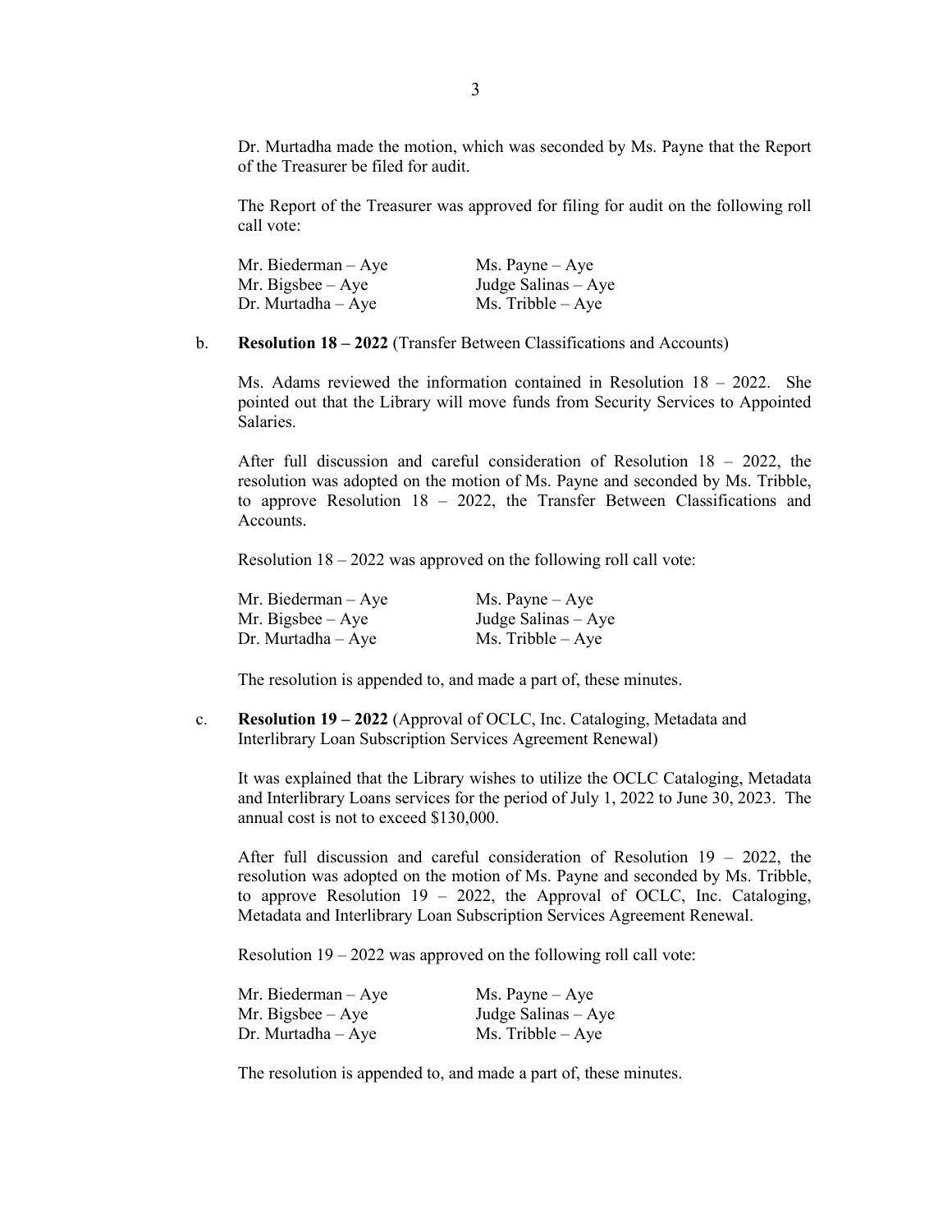Dr. Murtadha made the motion, which was seconded by Ms. Payne that the Report of the Treasurer be filed for audit.

The Report of the Treasurer was approved for filing for audit on the following roll call vote:

| | |
|---|---|
| Mr. Biederman – Aye | Ms. Payne – Aye |
| Mr. Bigsbee – Aye | Judge Salinas – Aye |
| Dr. Murtadha – Aye | Ms. Tribble – Aye |

b. **Resolution 18 – 2022** (Transfer Between Classifications and Accounts)

Ms. Adams reviewed the information contained in Resolution 18 – 2022. She pointed out that the Library will move funds from Security Services to Appointed Salaries.

After full discussion and careful consideration of Resolution 18 – 2022, the resolution was adopted on the motion of Ms. Payne and seconded by Ms. Tribble, to approve Resolution 18 – 2022, the Transfer Between Classifications and Accounts.

Resolution 18 – 2022 was approved on the following roll call vote:

| | |
|---|---|
| Mr. Biederman – Aye | Ms. Payne – Aye |
| Mr. Bigsbee – Aye | Judge Salinas – Aye |
| Dr. Murtadha – Aye | Ms. Tribble – Aye |

The resolution is appended to, and made a part of, these minutes.

c. **Resolution 19 – 2022** (Approval of OCLC, Inc. Cataloging, Metadata and Interlibrary Loan Subscription Services Agreement Renewal)

It was explained that the Library wishes to utilize the OCLC Cataloging, Metadata and Interlibrary Loans services for the period of July 1, 2022 to June 30, 2023. The annual cost is not to exceed $130,000.

After full discussion and careful consideration of Resolution 19 – 2022, the resolution was adopted on the motion of Ms. Payne and seconded by Ms. Tribble, to approve Resolution 19 – 2022, the Approval of OCLC, Inc. Cataloging, Metadata and Interlibrary Loan Subscription Services Agreement Renewal.

Resolution 19 – 2022 was approved on the following roll call vote:

| | |
|---|---|
| Mr. Biederman – Aye | Ms. Payne – Aye |
| Mr. Bigsbee – Aye | Judge Salinas – Aye |
| Dr. Murtadha – Aye | Ms. Tribble – Aye |

The resolution is appended to, and made a part of, these minutes.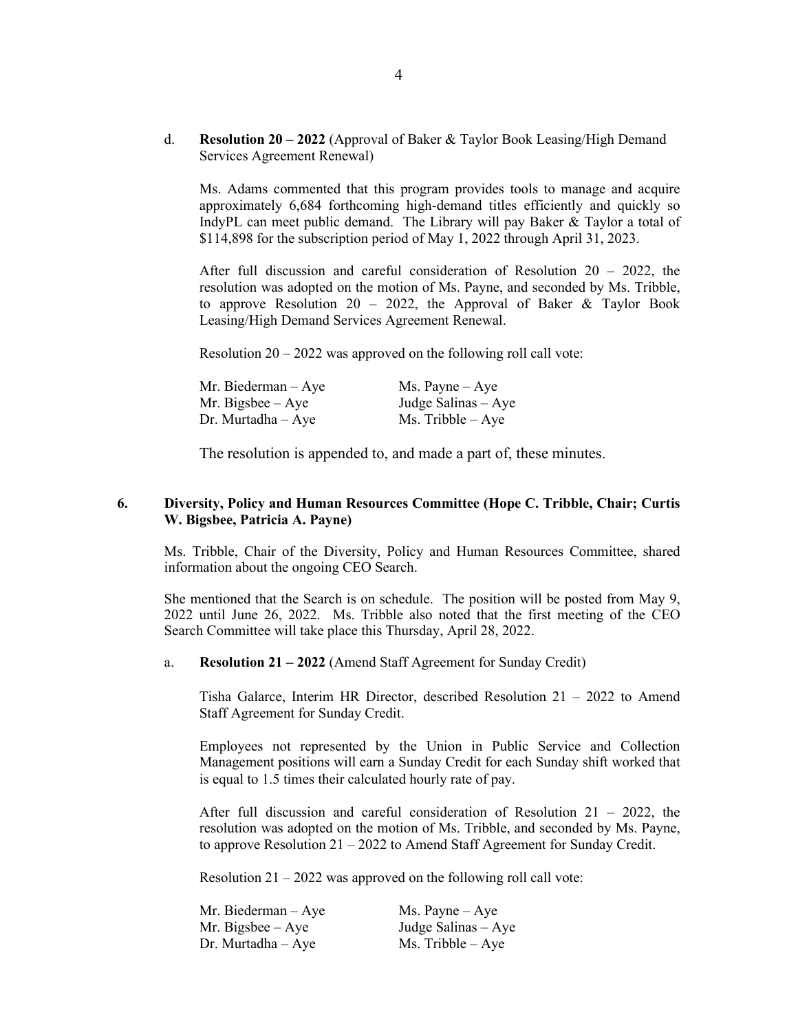d. **Resolution 20 – 2022** (Approval of Baker & Taylor Book Leasing/High Demand Services Agreement Renewal)

Ms. Adams commented that this program provides tools to manage and acquire approximately 6,684 forthcoming high-demand titles efficiently and quickly so IndyPL can meet public demand. The Library will pay Baker & Taylor a total of $114,898 for the subscription period of May 1, 2022 through April 31, 2023.

After full discussion and careful consideration of Resolution 20 – 2022, the resolution was adopted on the motion of Ms. Payne, and seconded by Ms. Tribble, to approve Resolution 20 – 2022, the Approval of Baker & Taylor Book Leasing/High Demand Services Agreement Renewal.

Resolution 20 – 2022 was approved on the following roll call vote:

| | |
|---|---|
| Mr. Biederman – Aye | Ms. Payne – Aye |
| Mr. Bigsbee – Aye | Judge Salinas – Aye |
| Dr. Murtadha – Aye | Ms. Tribble – Aye |

The resolution is appended to, and made a part of, these minutes.

## 6. Diversity, Policy and Human Resources Committee (Hope C. Tribble, Chair; Curtis W. Bigsbee, Patricia A. Payne)

Ms. Tribble, Chair of the Diversity, Policy and Human Resources Committee, shared information about the ongoing CEO Search.

She mentioned that the Search is on schedule. The position will be posted from May 9, 2022 until June 26, 2022. Ms. Tribble also noted that the first meeting of the CEO Search Committee will take place this Thursday, April 28, 2022.

a. **Resolution 21 – 2022** (Amend Staff Agreement for Sunday Credit)

Tisha Galarce, Interim HR Director, described Resolution 21 – 2022 to Amend Staff Agreement for Sunday Credit.

Employees not represented by the Union in Public Service and Collection Management positions will earn a Sunday Credit for each Sunday shift worked that is equal to 1.5 times their calculated hourly rate of pay.

After full discussion and careful consideration of Resolution 21 – 2022, the resolution was adopted on the motion of Ms. Tribble, and seconded by Ms. Payne, to approve Resolution 21 – 2022 to Amend Staff Agreement for Sunday Credit.

Resolution 21 – 2022 was approved on the following roll call vote:

| | |
|---|---|
| Mr. Biederman – Aye | Ms. Payne – Aye |
| Mr. Bigsbee – Aye | Judge Salinas – Aye |
| Dr. Murtadha – Aye | Ms. Tribble – Aye |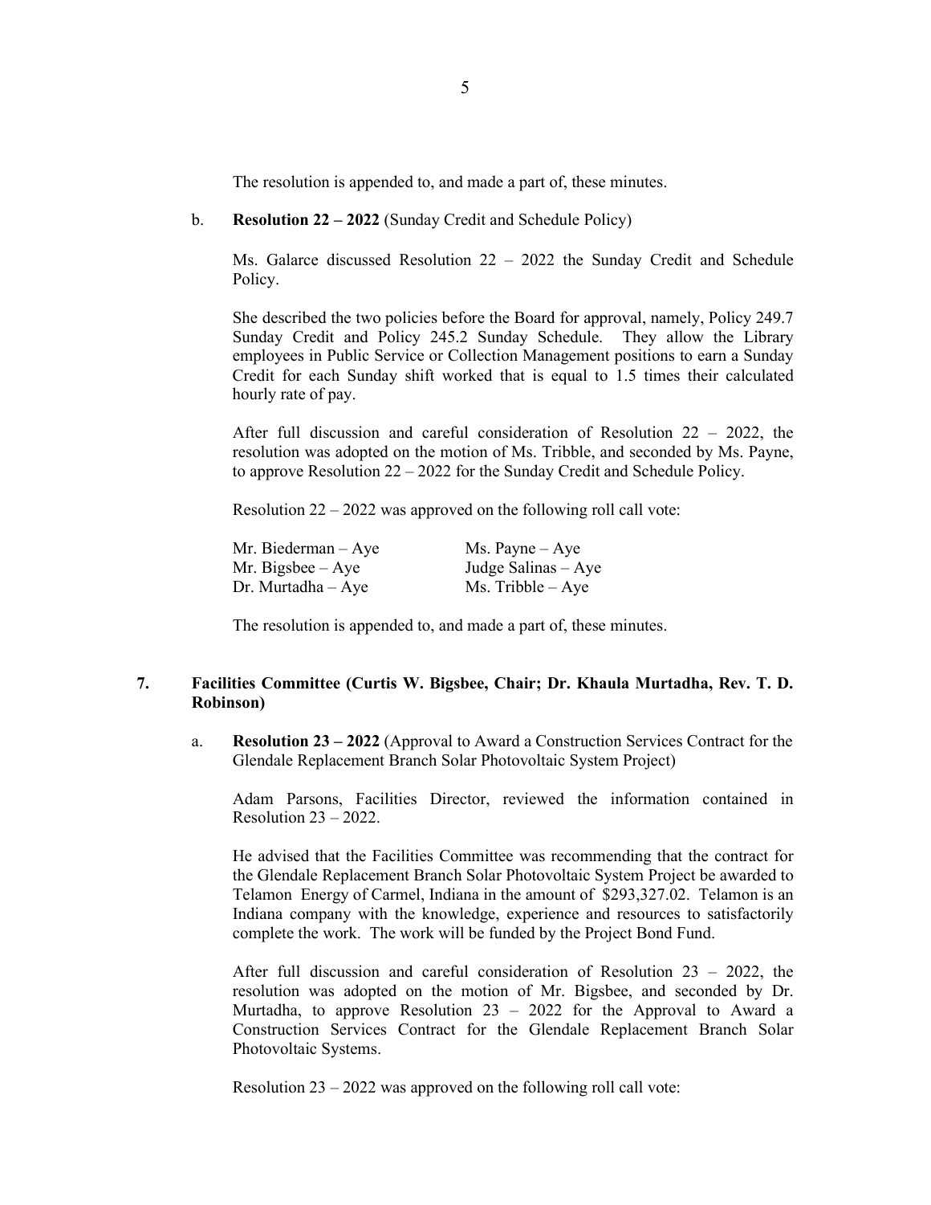The resolution is appended to, and made a part of, these minutes.

b. **Resolution 22 – 2022** (Sunday Credit and Schedule Policy)

Ms. Galarce discussed Resolution 22 – 2022 the Sunday Credit and Schedule Policy.

She described the two policies before the Board for approval, namely, Policy 249.7 Sunday Credit and Policy 245.2 Sunday Schedule. They allow the Library employees in Public Service or Collection Management positions to earn a Sunday Credit for each Sunday shift worked that is equal to 1.5 times their calculated hourly rate of pay.

After full discussion and careful consideration of Resolution 22 – 2022, the resolution was adopted on the motion of Ms. Tribble, and seconded by Ms. Payne, to approve Resolution 22 – 2022 for the Sunday Credit and Schedule Policy.

Resolution 22 – 2022 was approved on the following roll call vote:

| | |
|---|---|
| Mr. Biederman – Aye | Ms. Payne – Aye |
| Mr. Bigsbee – Aye | Judge Salinas – Aye |
| Dr. Murtadha – Aye | Ms. Tribble – Aye |

The resolution is appended to, and made a part of, these minutes.

## 7. Facilities Committee (Curtis W. Bigsbee, Chair; Dr. Khaula Murtadha, Rev. T. D. Robinson)

a. **Resolution 23 – 2022** (Approval to Award a Construction Services Contract for the Glendale Replacement Branch Solar Photovoltaic System Project)

Adam Parsons, Facilities Director, reviewed the information contained in Resolution 23 – 2022.

He advised that the Facilities Committee was recommending that the contract for the Glendale Replacement Branch Solar Photovoltaic System Project be awarded to Telamon Energy of Carmel, Indiana in the amount of $293,327.02. Telamon is an Indiana company with the knowledge, experience and resources to satisfactorily complete the work. The work will be funded by the Project Bond Fund.

After full discussion and careful consideration of Resolution 23 – 2022, the resolution was adopted on the motion of Mr. Bigsbee, and seconded by Dr. Murtadha, to approve Resolution 23 – 2022 for the Approval to Award a Construction Services Contract for the Glendale Replacement Branch Solar Photovoltaic Systems.

Resolution 23 – 2022 was approved on the following roll call vote: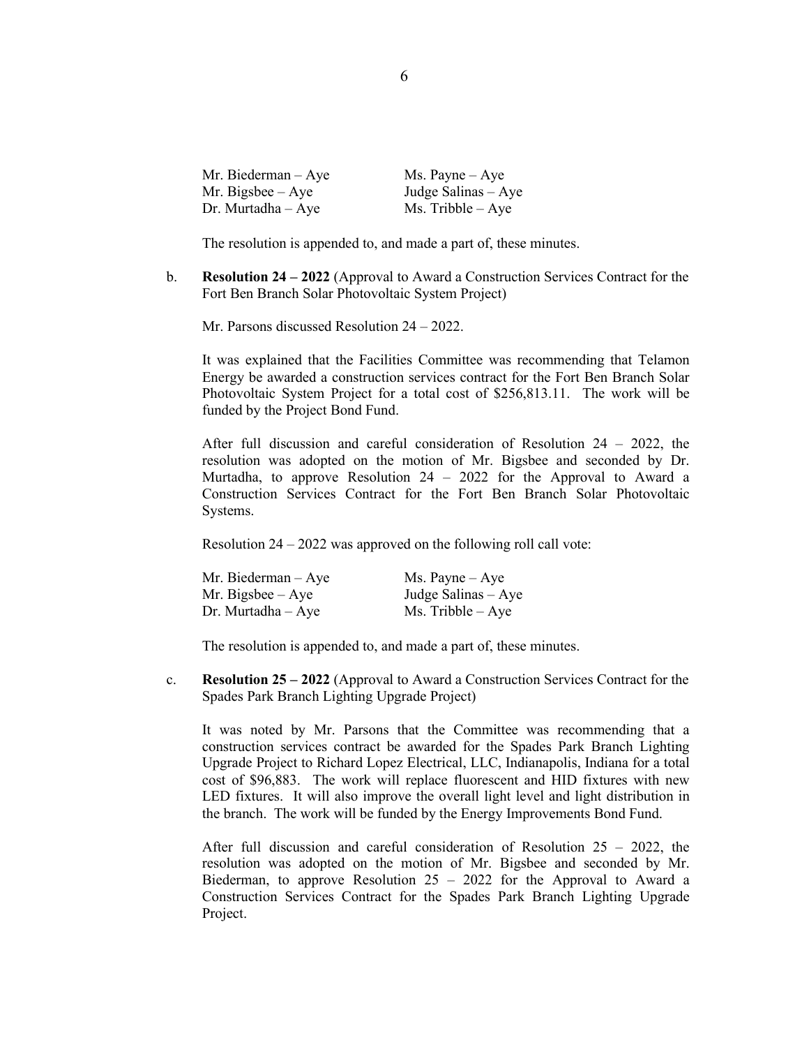| | |
|---|---|
| Mr. Biederman – Aye | Ms. Payne – Aye |
| Mr. Bigsbee – Aye | Judge Salinas – Aye |
| Dr. Murtadha – Aye | Ms. Tribble – Aye |

The resolution is appended to, and made a part of, these minutes.

b. **Resolution 24 – 2022** (Approval to Award a Construction Services Contract for the Fort Ben Branch Solar Photovoltaic System Project)

Mr. Parsons discussed Resolution 24 – 2022.

It was explained that the Facilities Committee was recommending that Telamon Energy be awarded a construction services contract for the Fort Ben Branch Solar Photovoltaic System Project for a total cost of $256,813.11. The work will be funded by the Project Bond Fund.

After full discussion and careful consideration of Resolution 24 – 2022, the resolution was adopted on the motion of Mr. Bigsbee and seconded by Dr. Murtadha, to approve Resolution 24 – 2022 for the Approval to Award a Construction Services Contract for the Fort Ben Branch Solar Photovoltaic Systems.

Resolution 24 – 2022 was approved on the following roll call vote:

| | |
|---|---|
| Mr. Biederman – Aye | Ms. Payne – Aye |
| Mr. Bigsbee – Aye | Judge Salinas – Aye |
| Dr. Murtadha – Aye | Ms. Tribble – Aye |

The resolution is appended to, and made a part of, these minutes.

c. **Resolution 25 – 2022** (Approval to Award a Construction Services Contract for the Spades Park Branch Lighting Upgrade Project)

It was noted by Mr. Parsons that the Committee was recommending that a construction services contract be awarded for the Spades Park Branch Lighting Upgrade Project to Richard Lopez Electrical, LLC, Indianapolis, Indiana for a total cost of $96,883. The work will replace fluorescent and HID fixtures with new LED fixtures. It will also improve the overall light level and light distribution in the branch. The work will be funded by the Energy Improvements Bond Fund.

After full discussion and careful consideration of Resolution 25 – 2022, the resolution was adopted on the motion of Mr. Bigsbee and seconded by Mr. Biederman, to approve Resolution 25 – 2022 for the Approval to Award a Construction Services Contract for the Spades Park Branch Lighting Upgrade Project.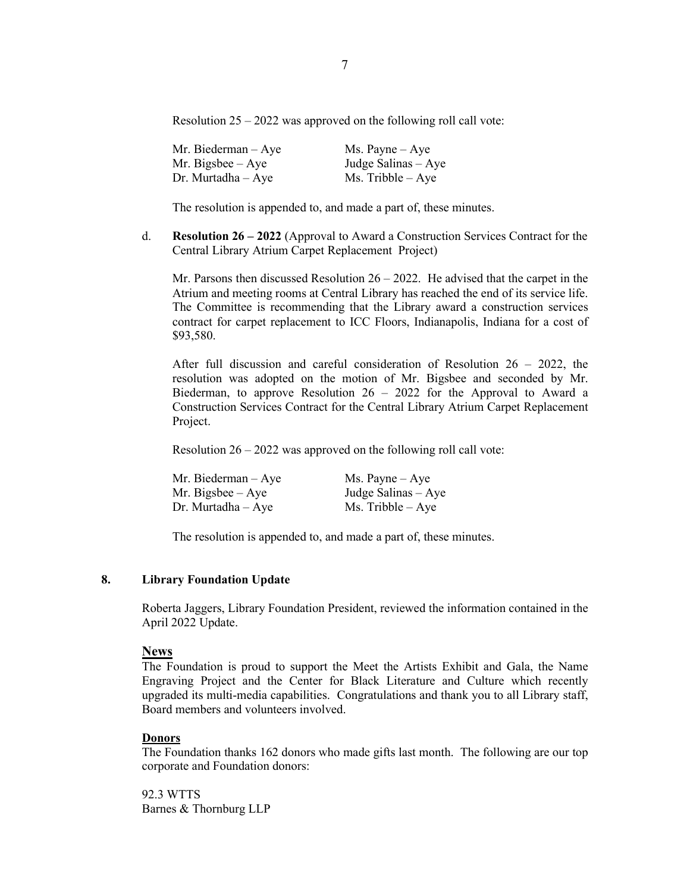Resolution 25 – 2022 was approved on the following roll call vote:

| | |
|---|---|
| Mr. Biederman – Aye | Ms. Payne – Aye |
| Mr. Bigsbee – Aye | Judge Salinas – Aye |
| Dr. Murtadha – Aye | Ms. Tribble – Aye |

The resolution is appended to, and made a part of, these minutes.

d. **Resolution 26 – 2022** (Approval to Award a Construction Services Contract for the Central Library Atrium Carpet Replacement Project)

Mr. Parsons then discussed Resolution 26 – 2022. He advised that the carpet in the Atrium and meeting rooms at Central Library has reached the end of its service life. The Committee is recommending that the Library award a construction services contract for carpet replacement to ICC Floors, Indianapolis, Indiana for a cost of $93,580.

After full discussion and careful consideration of Resolution 26 – 2022, the resolution was adopted on the motion of Mr. Bigsbee and seconded by Mr. Biederman, to approve Resolution 26 – 2022 for the Approval to Award a Construction Services Contract for the Central Library Atrium Carpet Replacement Project.

Resolution 26 – 2022 was approved on the following roll call vote:

| | |
|---|---|
| Mr. Biederman – Aye | Ms. Payne – Aye |
| Mr. Bigsbee – Aye | Judge Salinas – Aye |
| Dr. Murtadha – Aye | Ms. Tribble – Aye |

The resolution is appended to, and made a part of, these minutes.

## 8. Library Foundation Update

Roberta Jaggers, Library Foundation President, reviewed the information contained in the April 2022 Update.

### News

The Foundation is proud to support the Meet the Artists Exhibit and Gala, the Name Engraving Project and the Center for Black Literature and Culture which recently upgraded its multi-media capabilities. Congratulations and thank you to all Library staff, Board members and volunteers involved.

### Donors

The Foundation thanks 162 donors who made gifts last month. The following are our top corporate and Foundation donors:

92.3 WTTS
Barnes & Thornburg LLP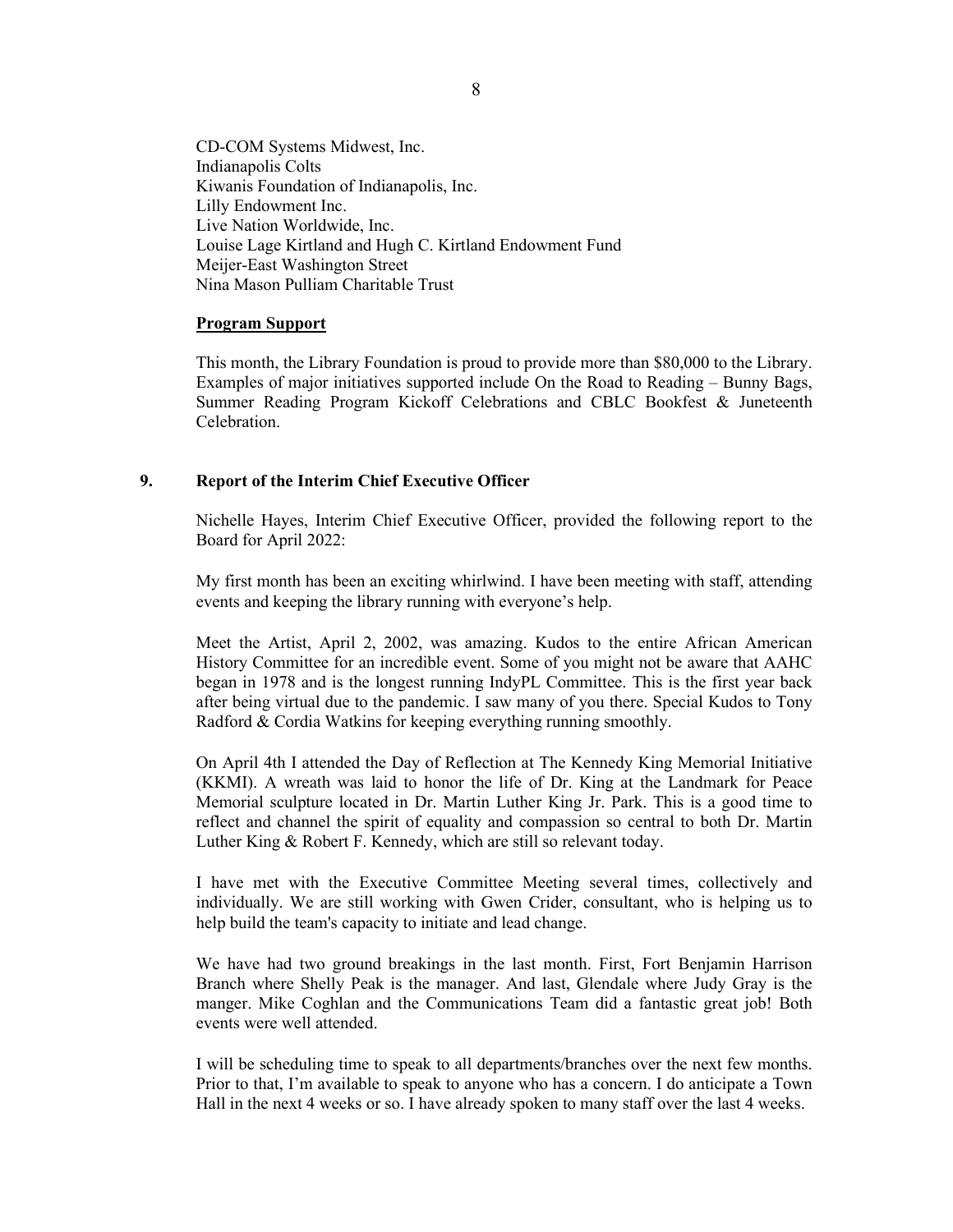CD-COM Systems Midwest, Inc.
Indianapolis Colts
Kiwanis Foundation of Indianapolis, Inc.
Lilly Endowment Inc.
Live Nation Worldwide, Inc.
Louise Lage Kirtland and Hugh C. Kirtland Endowment Fund
Meijer-East Washington Street
Nina Mason Pulliam Charitable Trust

**Program Support**

This month, the Library Foundation is proud to provide more than $80,000 to the Library. Examples of major initiatives supported include On the Road to Reading – Bunny Bags, Summer Reading Program Kickoff Celebrations and CBLC Bookfest & Juneteenth Celebration.

## 9. Report of the Interim Chief Executive Officer

Nichelle Hayes, Interim Chief Executive Officer, provided the following report to the Board for April 2022:

My first month has been an exciting whirlwind. I have been meeting with staff, attending events and keeping the library running with everyone's help.

Meet the Artist, April 2, 2002, was amazing. Kudos to the entire African American History Committee for an incredible event. Some of you might not be aware that AAHC began in 1978 and is the longest running IndyPL Committee. This is the first year back after being virtual due to the pandemic. I saw many of you there. Special Kudos to Tony Radford & Cordia Watkins for keeping everything running smoothly.

On April 4th I attended the Day of Reflection at The Kennedy King Memorial Initiative (KKMI). A wreath was laid to honor the life of Dr. King at the Landmark for Peace Memorial sculpture located in Dr. Martin Luther King Jr. Park. This is a good time to reflect and channel the spirit of equality and compassion so central to both Dr. Martin Luther King & Robert F. Kennedy, which are still so relevant today.

I have met with the Executive Committee Meeting several times, collectively and individually. We are still working with Gwen Crider, consultant, who is helping us to help build the team's capacity to initiate and lead change.

We have had two ground breakings in the last month. First, Fort Benjamin Harrison Branch where Shelly Peak is the manager. And last, Glendale where Judy Gray is the manger. Mike Coghlan and the Communications Team did a fantastic great job! Both events were well attended.

I will be scheduling time to speak to all departments/branches over the next few months. Prior to that, I'm available to speak to anyone who has a concern. I do anticipate a Town Hall in the next 4 weeks or so. I have already spoken to many staff over the last 4 weeks.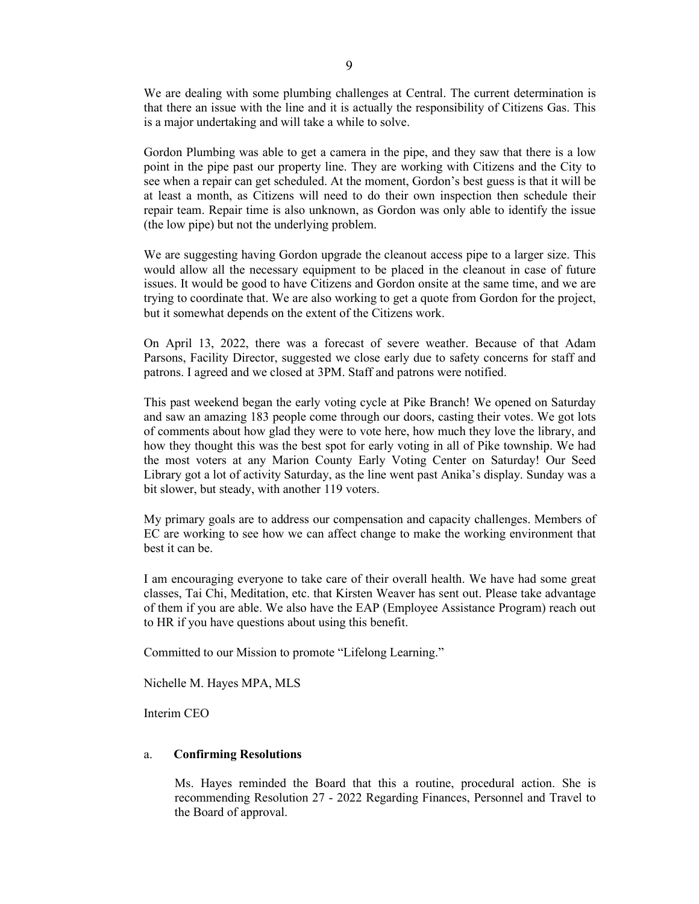We are dealing with some plumbing challenges at Central. The current determination is that there an issue with the line and it is actually the responsibility of Citizens Gas. This is a major undertaking and will take a while to solve.

Gordon Plumbing was able to get a camera in the pipe, and they saw that there is a low point in the pipe past our property line. They are working with Citizens and the City to see when a repair can get scheduled. At the moment, Gordon's best guess is that it will be at least a month, as Citizens will need to do their own inspection then schedule their repair team. Repair time is also unknown, as Gordon was only able to identify the issue (the low pipe) but not the underlying problem.

We are suggesting having Gordon upgrade the cleanout access pipe to a larger size. This would allow all the necessary equipment to be placed in the cleanout in case of future issues. It would be good to have Citizens and Gordon onsite at the same time, and we are trying to coordinate that. We are also working to get a quote from Gordon for the project, but it somewhat depends on the extent of the Citizens work.

On April 13, 2022, there was a forecast of severe weather. Because of that Adam Parsons, Facility Director, suggested we close early due to safety concerns for staff and patrons. I agreed and we closed at 3PM. Staff and patrons were notified.

This past weekend began the early voting cycle at Pike Branch! We opened on Saturday and saw an amazing 183 people come through our doors, casting their votes. We got lots of comments about how glad they were to vote here, how much they love the library, and how they thought this was the best spot for early voting in all of Pike township. We had the most voters at any Marion County Early Voting Center on Saturday! Our Seed Library got a lot of activity Saturday, as the line went past Anika's display. Sunday was a bit slower, but steady, with another 119 voters.

My primary goals are to address our compensation and capacity challenges. Members of EC are working to see how we can affect change to make the working environment that best it can be.

I am encouraging everyone to take care of their overall health. We have had some great classes, Tai Chi, Meditation, etc. that Kirsten Weaver has sent out. Please take advantage of them if you are able. We also have the EAP (Employee Assistance Program) reach out to HR if you have questions about using this benefit.

Committed to our Mission to promote "Lifelong Learning."

Nichelle M. Hayes MPA, MLS

Interim CEO

a. **Confirming Resolutions**

Ms. Hayes reminded the Board that this a routine, procedural action. She is recommending Resolution 27 - 2022 Regarding Finances, Personnel and Travel to the Board of approval.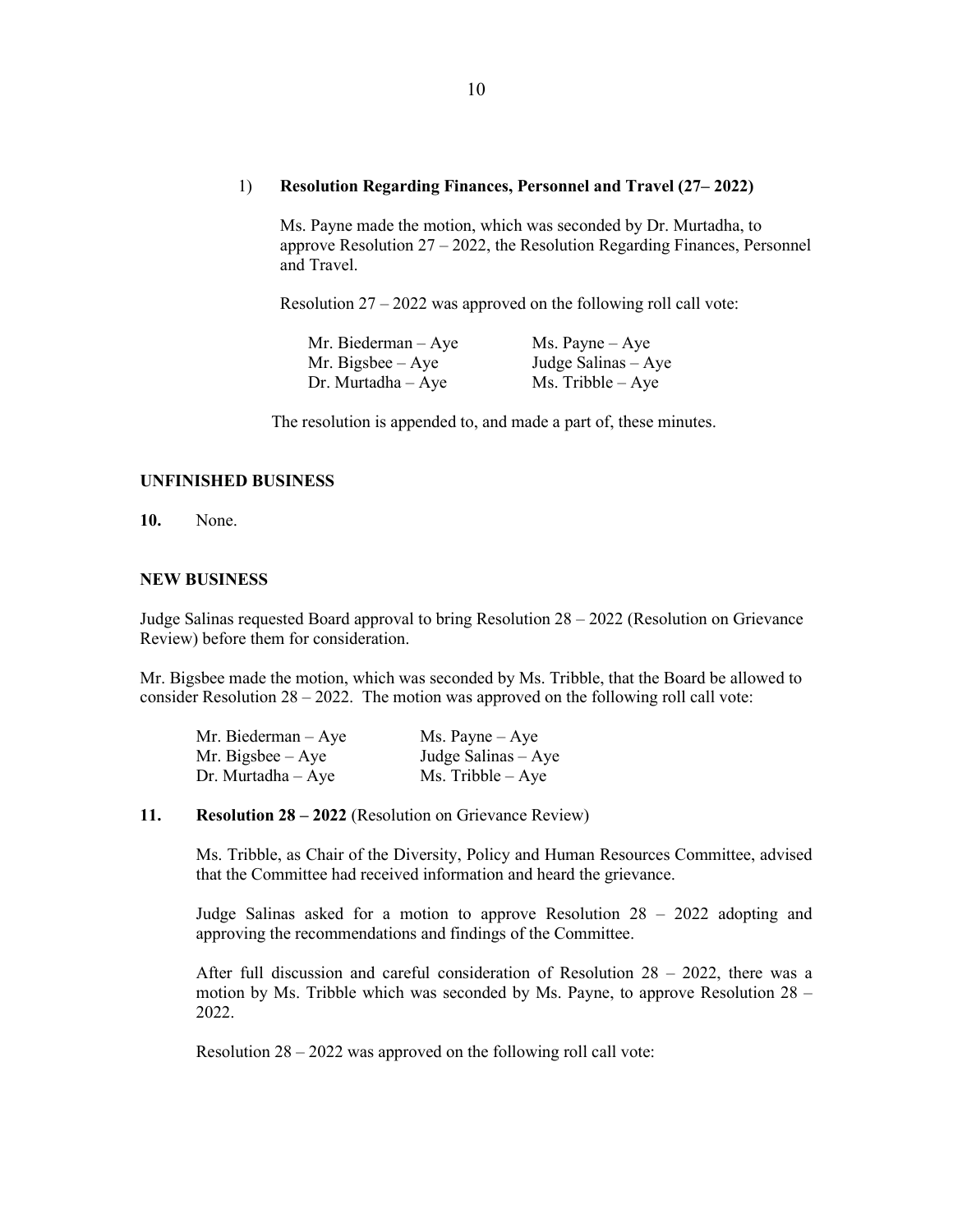1) **Resolution Regarding Finances, Personnel and Travel (27– 2022)**

Ms. Payne made the motion, which was seconded by Dr. Murtadha, to approve Resolution 27 – 2022, the Resolution Regarding Finances, Personnel and Travel.

Resolution 27 – 2022 was approved on the following roll call vote:

| | |
|---|---|
| Mr. Biederman – Aye | Ms. Payne – Aye |
| Mr. Bigsbee – Aye | Judge Salinas – Aye |
| Dr. Murtadha – Aye | Ms. Tribble – Aye |

The resolution is appended to, and made a part of, these minutes.

**UNFINISHED BUSINESS**

**10.** None.

**NEW BUSINESS**

Judge Salinas requested Board approval to bring Resolution 28 – 2022 (Resolution on Grievance Review) before them for consideration.

Mr. Bigsbee made the motion, which was seconded by Ms. Tribble, that the Board be allowed to consider Resolution 28 – 2022. The motion was approved on the following roll call vote:

| | |
|---|---|
| Mr. Biederman – Aye | Ms. Payne – Aye |
| Mr. Bigsbee – Aye | Judge Salinas – Aye |
| Dr. Murtadha – Aye | Ms. Tribble – Aye |

**11. Resolution 28 – 2022** (Resolution on Grievance Review)

Ms. Tribble, as Chair of the Diversity, Policy and Human Resources Committee, advised that the Committee had received information and heard the grievance.

Judge Salinas asked for a motion to approve Resolution 28 – 2022 adopting and approving the recommendations and findings of the Committee.

After full discussion and careful consideration of Resolution 28 – 2022, there was a motion by Ms. Tribble which was seconded by Ms. Payne, to approve Resolution 28 – 2022.

Resolution 28 – 2022 was approved on the following roll call vote: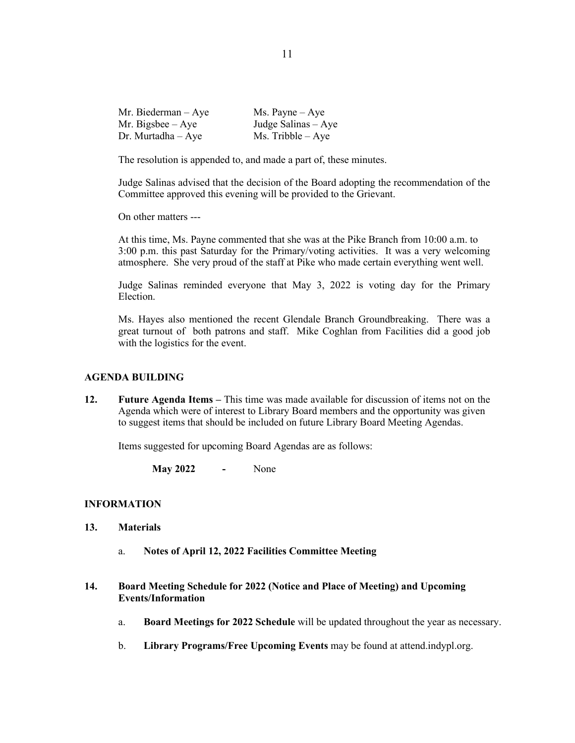| | |
|---|---|
| Mr. Biederman – Aye | Ms. Payne – Aye |
| Mr. Bigsbee – Aye | Judge Salinas – Aye |
| Dr. Murtadha – Aye | Ms. Tribble – Aye |

The resolution is appended to, and made a part of, these minutes.

Judge Salinas advised that the decision of the Board adopting the recommendation of the Committee approved this evening will be provided to the Grievant.

On other matters ---

At this time, Ms. Payne commented that she was at the Pike Branch from 10:00 a.m. to 3:00 p.m. this past Saturday for the Primary/voting activities. It was a very welcoming atmosphere. She very proud of the staff at Pike who made certain everything went well.

Judge Salinas reminded everyone that May 3, 2022 is voting day for the Primary Election.

Ms. Hayes also mentioned the recent Glendale Branch Groundbreaking. There was a great turnout of both patrons and staff. Mike Coghlan from Facilities did a good job with the logistics for the event.

## AGENDA BUILDING

**12. Future Agenda Items –** This time was made available for discussion of items not on the Agenda which were of interest to Library Board members and the opportunity was given to suggest items that should be included on future Library Board Meeting Agendas.

Items suggested for upcoming Board Agendas are as follows:

**May 2022** **-** None

## INFORMATION

**13. Materials**

a. **Notes of April 12, 2022 Facilities Committee Meeting**

**14. Board Meeting Schedule for 2022 (Notice and Place of Meeting) and Upcoming Events/Information**

a. **Board Meetings for 2022 Schedule** will be updated throughout the year as necessary.

b. **Library Programs/Free Upcoming Events** may be found at attend.indypl.org.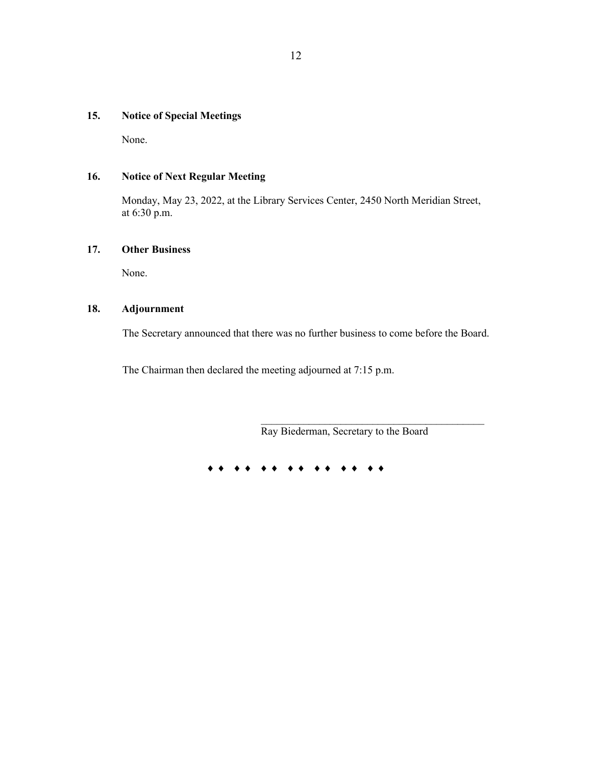**15. Notice of Special Meetings**

None.

**16. Notice of Next Regular Meeting**

Monday, May 23, 2022, at the Library Services Center, 2450 North Meridian Street, at 6:30 p.m.

**17. Other Business**

None.

**18. Adjournment**

The Secretary announced that there was no further business to come before the Board.

The Chairman then declared the meeting adjourned at 7:15 p.m.

\_\_\_\_\_\_\_\_\_\_\_\_\_\_\_\_\_\_\_\_\_\_\_\_\_\_\_\_\_\_\_\_\_\_\_\_\_\_\_\_\_\_\_\_

Ray Biederman, Secretary to the Board

♦ ♦ ♦ ♦ ♦ ♦ ♦ ♦ ♦ ♦ ♦ ♦ ♦ ♦